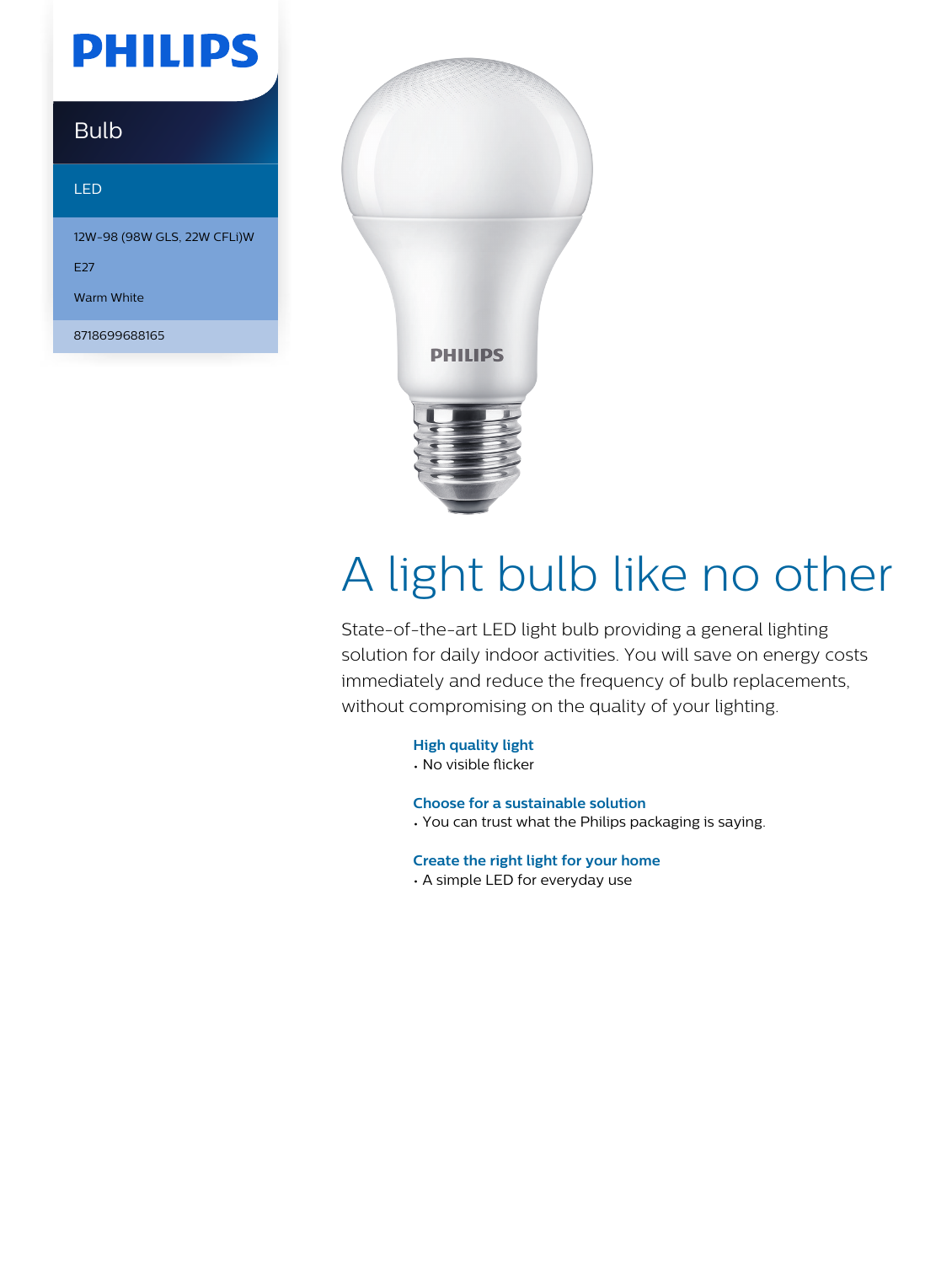# PHILIPS

## Bulb

LED

12W-98 (98W GLS, 22W CFLi)W

E27

Warm White

8718699688165

# A light bulb like no other

State-of-the-art LED light bulb providing a general lighting solution for daily indoor activities. You will save on energy costs immediately and reduce the frequency of bulb replacements, without compromising on the quality of your lighting.

**High quality light**
- No visible flicker

**Choose for a sustainable solution**
- You can trust what the Philips packaging is saying.

**Create the right light for your home**
- A simple LED for everyday use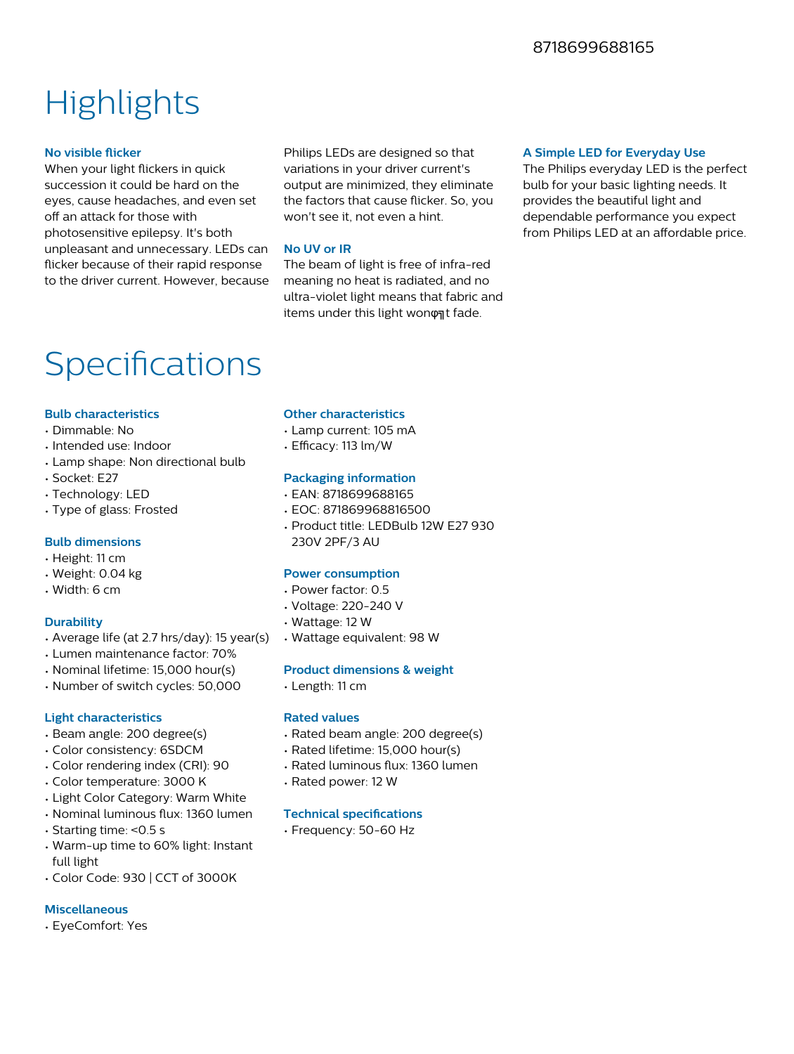8718699688165

# Highlights

### No visible flicker

When your light flickers in quick succession it could be hard on the eyes, cause headaches, and even set off an attack for those with photosensitive epilepsy. It's both unpleasant and unnecessary. LEDs can flicker because of their rapid response to the driver current. However, because Philips LEDs are designed so that variations in your driver current's output are minimized, they eliminate the factors that cause flicker. So, you won't see it, not even a hint.

### No UV or IR

The beam of light is free of infra-red meaning no heat is radiated, and no ultra-violet light means that fabric and items under this light wonφ╗t fade.

### A Simple LED for Everyday Use

The Philips everyday LED is the perfect bulb for your basic lighting needs. It provides the beautiful light and dependable performance you expect from Philips LED at an affordable price.

# Specifications

### Bulb characteristics

- Dimmable: No
- Intended use: Indoor
- Lamp shape: Non directional bulb
- Socket: E27
- Technology: LED
- Type of glass: Frosted

### Bulb dimensions

- Height: 11 cm
- Weight: 0.04 kg
- Width: 6 cm

### Durability

- Average life (at 2.7 hrs/day): 15 year(s)
- Lumen maintenance factor: 70%
- Nominal lifetime: 15,000 hour(s)
- Number of switch cycles: 50,000

### Light characteristics

- Beam angle: 200 degree(s)
- Color consistency: 6SDCM
- Color rendering index (CRI): 90
- Color temperature: 3000 K
- Light Color Category: Warm White
- Nominal luminous flux: 1360 lumen
- Starting time: <0.5 s
- Warm-up time to 60% light: Instant full light
- Color Code: 930 | CCT of 3000K

### Miscellaneous

- EyeComfort: Yes

### Other characteristics

- Lamp current: 105 mA
- Efficacy: 113 lm/W

### Packaging information

- EAN: 8718699688165
- EOC: 871869968816500
- Product title: LEDBulb 12W E27 930 230V 2PF/3 AU

### Power consumption

- Power factor: 0.5
- Voltage: 220-240 V
- Wattage: 12 W
- Wattage equivalent: 98 W

### Product dimensions & weight

- Length: 11 cm

### Rated values

- Rated beam angle: 200 degree(s)
- Rated lifetime: 15,000 hour(s)
- Rated luminous flux: 1360 lumen
- Rated power: 12 W

### Technical specifications

- Frequency: 50-60 Hz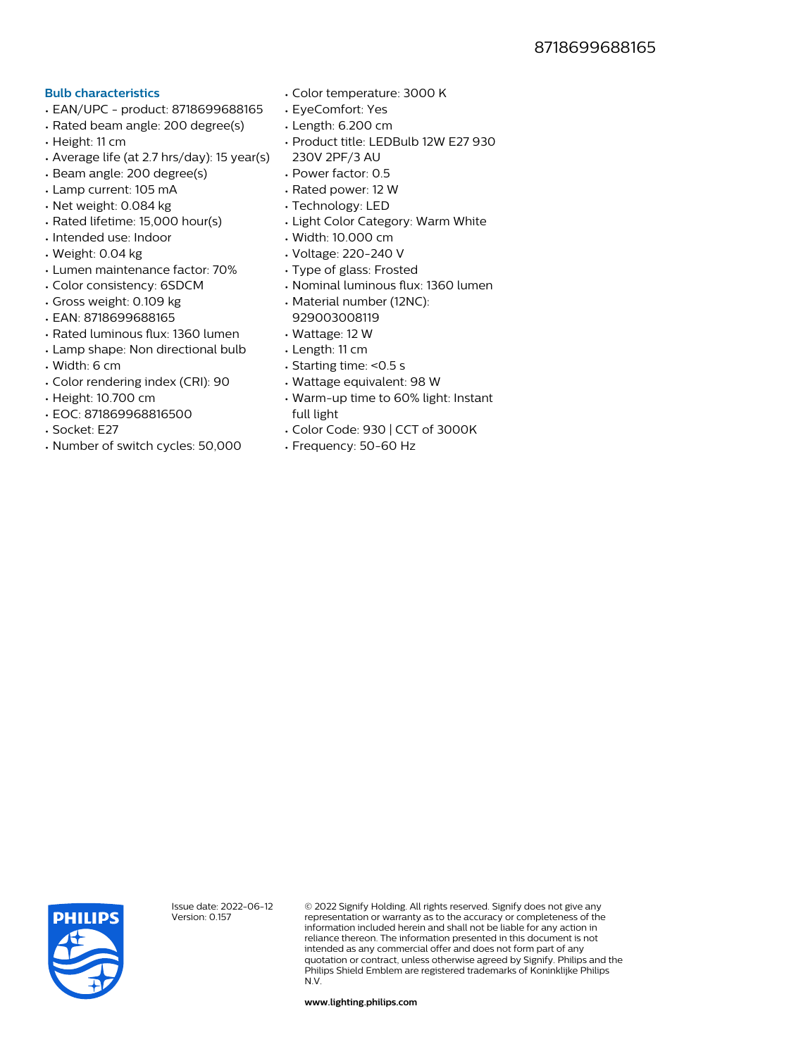### Bulb characteristics

- EAN/UPC - product: 8718699688165
- Rated beam angle: 200 degree(s)
- Height: 11 cm
- Average life (at 2.7 hrs/day): 15 year(s)
- Beam angle: 200 degree(s)
- Lamp current: 105 mA
- Net weight: 0.084 kg
- Rated lifetime: 15,000 hour(s)
- Intended use: Indoor
- Weight: 0.04 kg
- Lumen maintenance factor: 70%
- Color consistency: 6SDCM
- Gross weight: 0.109 kg
- EAN: 8718699688165
- Rated luminous flux: 1360 lumen
- Lamp shape: Non directional bulb
- Width: 6 cm
- Color rendering index (CRI): 90
- Height: 10.700 cm
- EOC: 871869968816500
- Socket: E27
- Number of switch cycles: 50,000
- Color temperature: 3000 K
- EyeComfort: Yes
- Length: 6.200 cm
- Product title: LEDBulb 12W E27 930 230V 2PF/3 AU
- Power factor: 0.5
- Rated power: 12 W
- Technology: LED
- Light Color Category: Warm White
- Width: 10.000 cm
- Voltage: 220-240 V
- Type of glass: Frosted
- Nominal luminous flux: 1360 lumen
- Material number (12NC): 929003008119
- Wattage: 12 W
- Length: 11 cm
- Starting time: <0.5 s
- Wattage equivalent: 98 W
- Warm-up time to 60% light: Instant full light
- Color Code: 930 | CCT of 3000K
- Frequency: 50-60 Hz

Issue date: 2022-06-12
Version: 0.157

© 2022 Signify Holding. All rights reserved. Signify does not give any representation or warranty as to the accuracy or completeness of the information included herein and shall not be liable for any action in reliance thereon. The information presented in this document is not intended as any commercial offer and does not form part of any quotation or contract, unless otherwise agreed by Signify. Philips and the Philips Shield Emblem are registered trademarks of Koninklijke Philips N.V.

**www.lighting.philips.com**